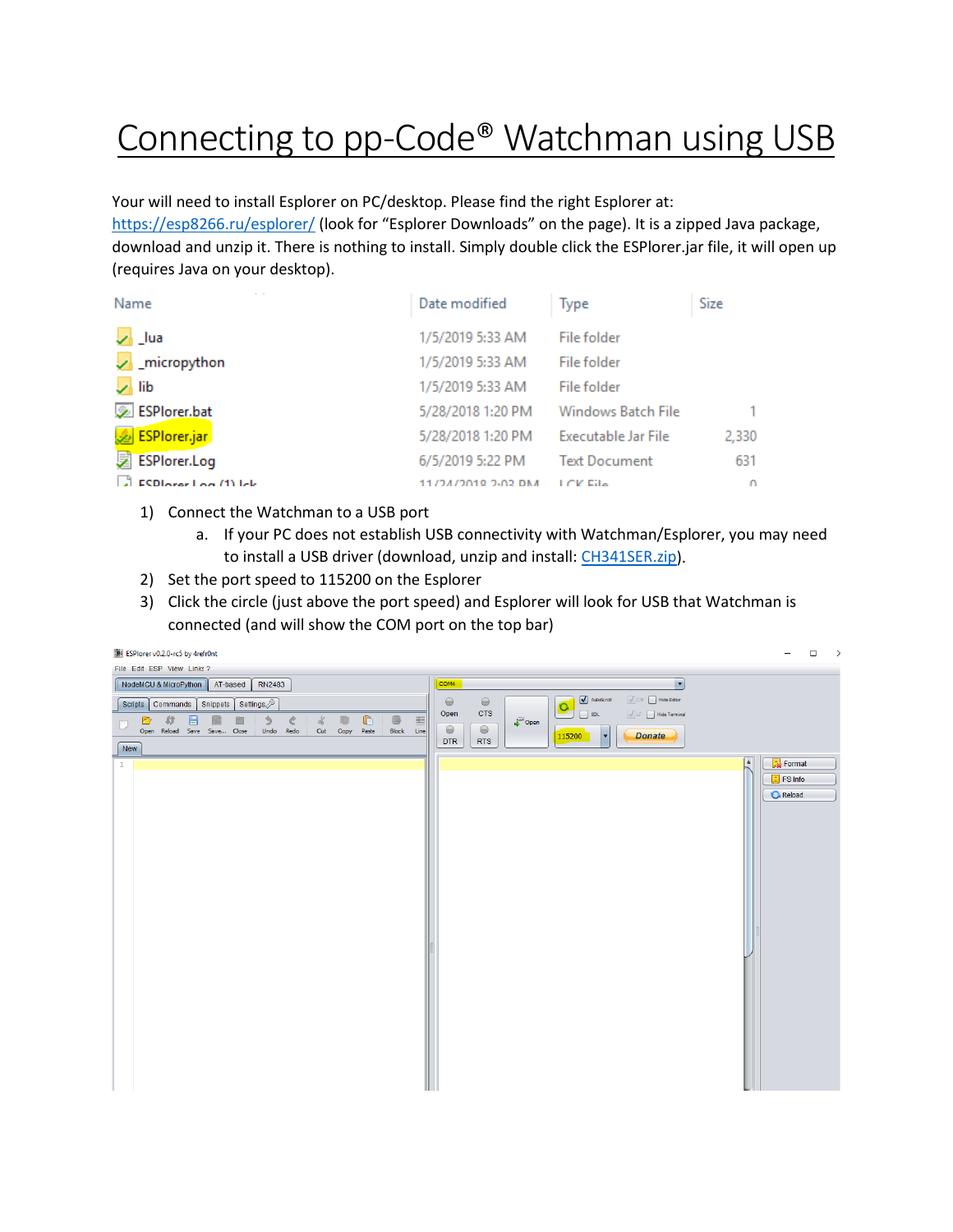# Connecting to pp-Code® Watchman using USB

Your will need to install Esplorer on PC/desktop. Please find the right Esplorer at: https://esp8266.ru/esplorer/ (look for "Esplorer Downloads" on the page). It is a zipped Java package, download and unzip it. There is nothing to install. Simply double click the ESPlorer.jar file, it will open up (requires Java on your desktop).

| Name | Date modified | Type | Size |
|---|---|---|---|
| _lua | 1/5/2019 5:33 AM | File folder | |
| _micropython | 1/5/2019 5:33 AM | File folder | |
| lib | 1/5/2019 5:33 AM | File folder | |
| ESPlorer.bat | 5/28/2018 1:20 PM | Windows Batch File | 1 |
| ESPlorer.jar | 5/28/2018 1:20 PM | Executable Jar File | 2,330 |
| ESPlorer.Log | 6/5/2019 5:22 PM | Text Document | 631 |
| ESPlorer.Log (1).lck | 11/24/2018 2:03 PM | LCK File | 0 |

1) Connect the Watchman to a USB port
   a. If your PC does not establish USB connectivity with Watchman/Esplorer, you may need to install a USB driver (download, unzip and install: CH341SER.zip).
2) Set the port speed to 115200 on the Esplorer
3) Click the circle (just above the port speed) and Esplorer will look for USB that Watchman is connected (and will show the COM port on the top bar)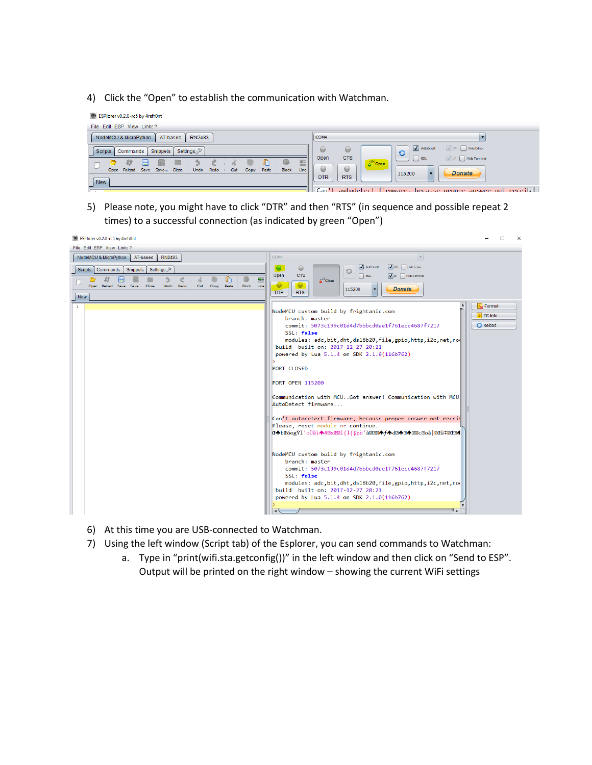4) Click the “Open” to establish the communication with Watchman.

5) Please note, you might have to click “DTR” and then “RTS” (in sequence and possible repeat 2 times) to a successful connection (as indicated by green “Open”)

6) At this time you are USB-connected to Watchman.
7) Using the left window (Script tab) of the Esplorer, you can send commands to Watchman:
   a. Type in “print(wifi.sta.getconfig())” in the left window and then click on “Send to ESP”. Output will be printed on the right window – showing the current WiFi settings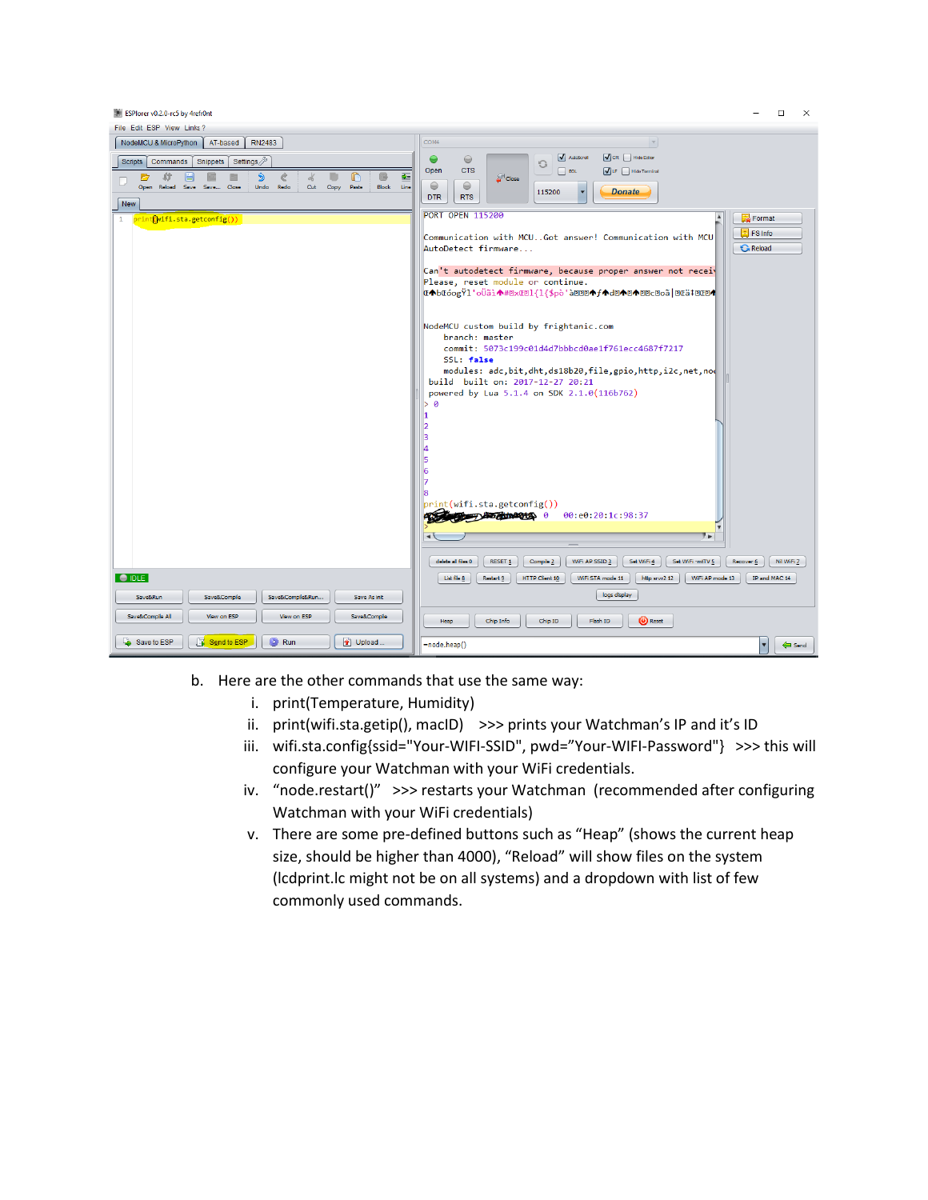b. Here are the other commands that use the same way:

   i. print(Temperature, Humidity)

   ii. print(wifi.sta.getip(), macID) >>> prints your Watchman's IP and it's ID

   iii. wifi.sta.config{ssid="Your-WIFI-SSID", pwd="Your-WIFI-Password"} >>> this will configure your Watchman with your WiFi credentials.

   iv. "node.restart()" >>> restarts your Watchman (recommended after configuring Watchman with your WiFi credentials)

   v. There are some pre-defined buttons such as "Heap" (shows the current heap size, should be higher than 4000), "Reload" will show files on the system (lcdprint.lc might not be on all systems) and a dropdown with list of few commonly used commands.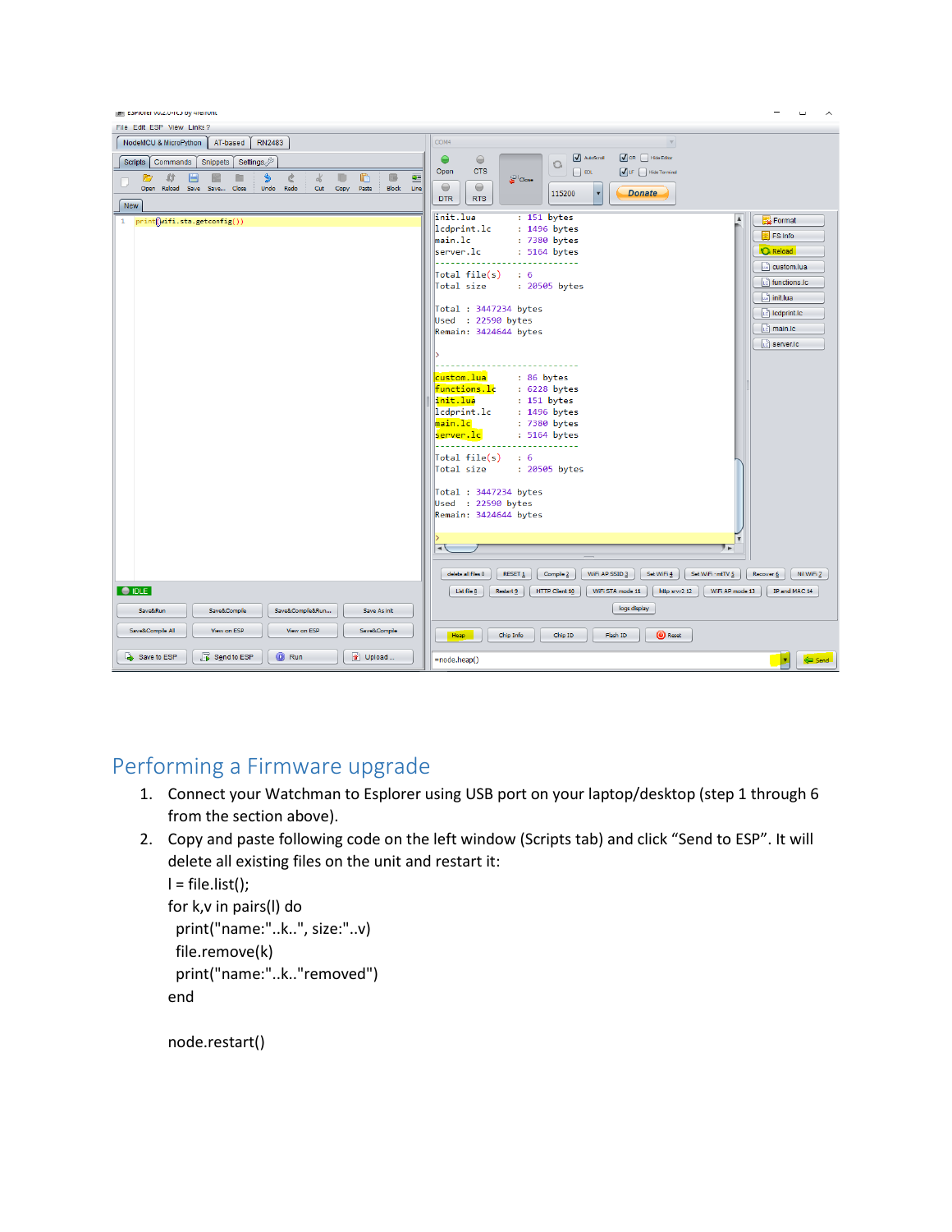## Performing a Firmware upgrade

1. Connect your Watchman to Esplorer using USB port on your laptop/desktop (step 1 through 6 from the section above).
2. Copy and paste following code on the left window (Scripts tab) and click “Send to ESP”. It will delete all existing files on the unit and restart it:

```
l = file.list();
for k,v in pairs(l) do
  print("name:"..k..", size:"..v)
  file.remove(k)
  print("name:"..k.."removed")
end

node.restart()
```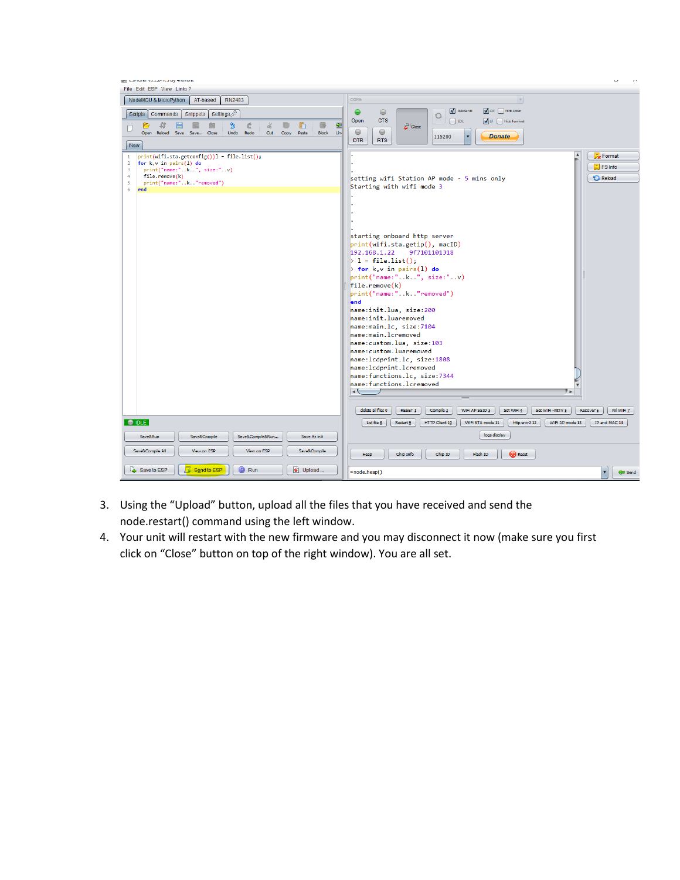3. Using the “Upload” button, upload all the files that you have received and send the node.restart() command using the left window.
4. Your unit will restart with the new firmware and you may disconnect it now (make sure you first click on “Close” button on top of the right window). You are all set.